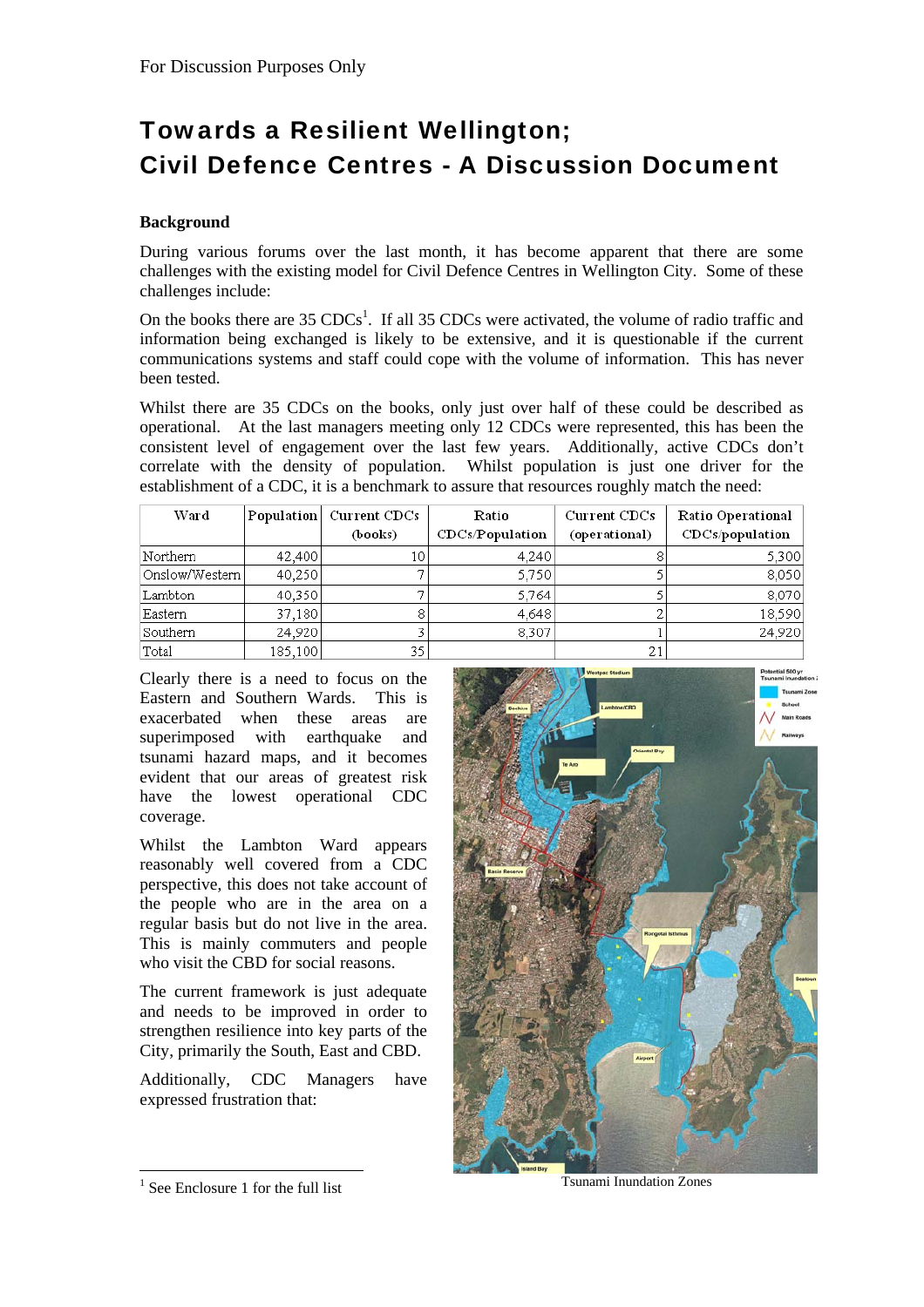For Discussion Purposes Only

# Towards a Resilient Wellington; Civil Defence Centres - A Discussion Document

**Background**

During various forums over the last month, it has become apparent that there are some challenges with the existing model for Civil Defence Centres in Wellington City. Some of these challenges include:

On the books there are 35 CDCs[1]. If all 35 CDCs were activated, the volume of radio traffic and information being exchanged is likely to be extensive, and it is questionable if the current communications systems and staff could cope with the volume of information. This has never been tested.

Whilst there are 35 CDCs on the books, only just over half of these could be described as operational. At the last managers meeting only 12 CDCs were represented, this has been the consistent level of engagement over the last few years. Additionally, active CDCs don't correlate with the density of population. Whilst population is just one driver for the establishment of a CDC, it is a benchmark to assure that resources roughly match the need:

| Ward | Population | Current CDCs (books) | Ratio CDCs/Population | Current CDCs (operational) | Ratio Operational CDCs/population |
|---|---|---|---|---|---|
| Northern | 42,400 | 10 | 4,240 | 8 | 5,300 |
| Onslow/Western | 40,250 | 7 | 5,750 | 5 | 8,050 |
| Lambton | 40,350 | 7 | 5,764 | 5 | 8,070 |
| Eastern | 37,180 | 8 | 4,648 | 2 | 18,590 |
| Southern | 24,920 | 3 | 8,307 | 1 | 24,920 |
| Total | 185,100 | 35 | | 21 | |

Clearly there is a need to focus on the Eastern and Southern Wards. This is exacerbated when these areas are superimposed with earthquake and tsunami hazard maps, and it becomes evident that our areas of greatest risk have the lowest operational CDC coverage.

Whilst the Lambton Ward appears reasonably well covered from a CDC perspective, this does not take account of the people who are in the area on a regular basis but do not live in the area. This is mainly commuters and people who visit the CBD for social reasons.

The current framework is just adequate and needs to be improved in order to strengthen resilience into key parts of the City, primarily the South, East and CBD.

Additionally, CDC Managers have expressed frustration that:

Tsunami Inundation Zones

[1] See Enclosure 1 for the full list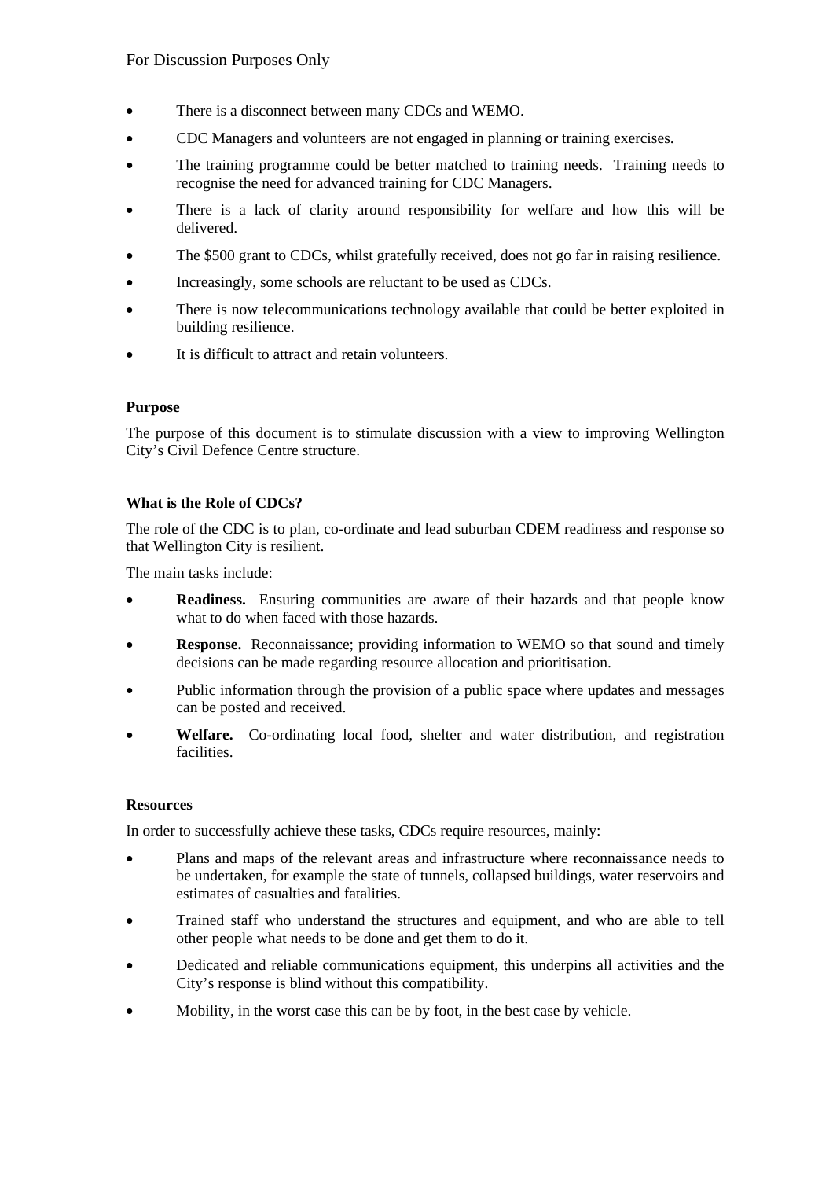- There is a disconnect between many CDCs and WEMO.
- CDC Managers and volunteers are not engaged in planning or training exercises.
- The training programme could be better matched to training needs. Training needs to recognise the need for advanced training for CDC Managers.
- There is a lack of clarity around responsibility for welfare and how this will be delivered.
- The $500 grant to CDCs, whilst gratefully received, does not go far in raising resilience.
- Increasingly, some schools are reluctant to be used as CDCs.
- There is now telecommunications technology available that could be better exploited in building resilience.
- It is difficult to attract and retain volunteers.

**Purpose**

The purpose of this document is to stimulate discussion with a view to improving Wellington City's Civil Defence Centre structure.

**What is the Role of CDCs?**

The role of the CDC is to plan, co-ordinate and lead suburban CDEM readiness and response so that Wellington City is resilient.

The main tasks include:

- **Readiness.** Ensuring communities are aware of their hazards and that people know what to do when faced with those hazards.
- **Response.** Reconnaissance; providing information to WEMO so that sound and timely decisions can be made regarding resource allocation and prioritisation.
- Public information through the provision of a public space where updates and messages can be posted and received.
- **Welfare.** Co-ordinating local food, shelter and water distribution, and registration facilities.

**Resources**

In order to successfully achieve these tasks, CDCs require resources, mainly:

- Plans and maps of the relevant areas and infrastructure where reconnaissance needs to be undertaken, for example the state of tunnels, collapsed buildings, water reservoirs and estimates of casualties and fatalities.
- Trained staff who understand the structures and equipment, and who are able to tell other people what needs to be done and get them to do it.
- Dedicated and reliable communications equipment, this underpins all activities and the City's response is blind without this compatibility.
- Mobility, in the worst case this can be by foot, in the best case by vehicle.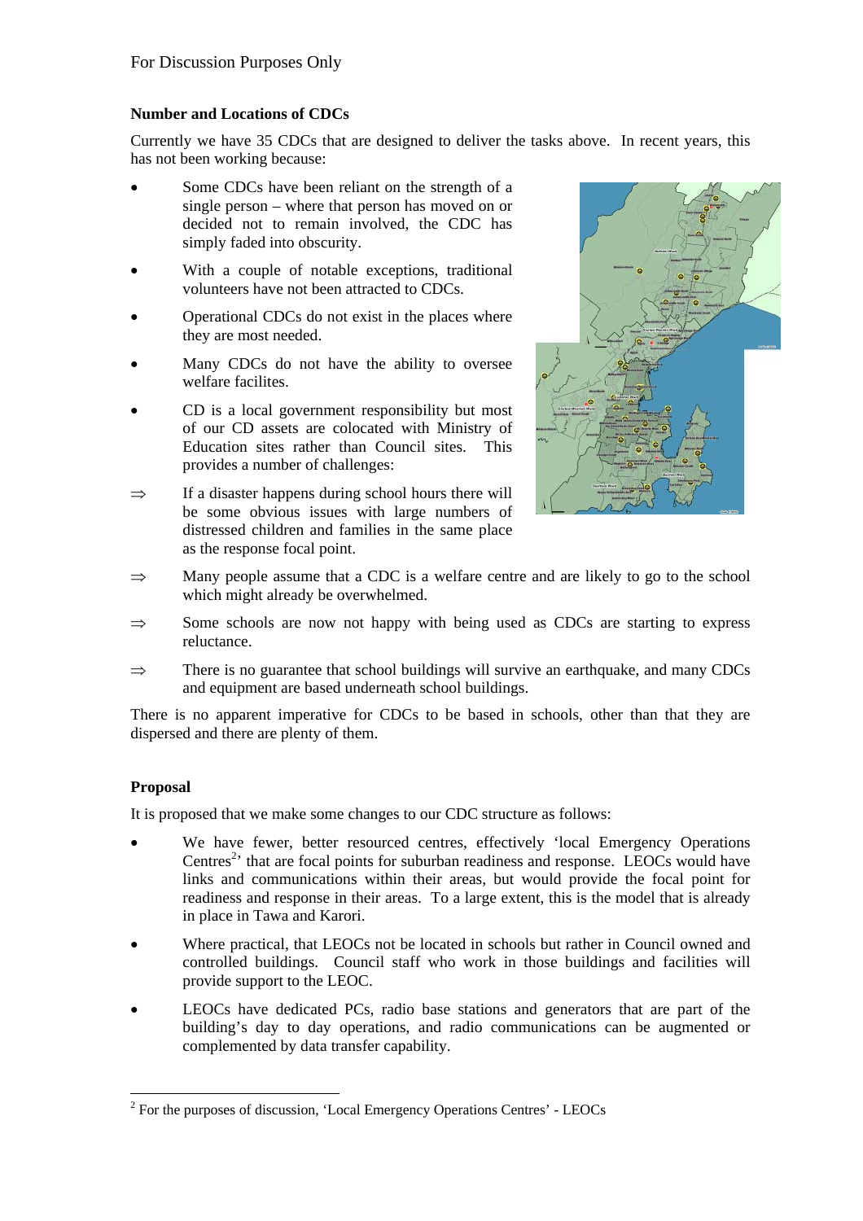## Number and Locations of CDCs

Currently we have 35 CDCs that are designed to deliver the tasks above. In recent years, this has not been working because:

- Some CDCs have been reliant on the strength of a single person – where that person has moved on or decided not to remain involved, the CDC has simply faded into obscurity.
- With a couple of notable exceptions, traditional volunteers have not been attracted to CDCs.
- Operational CDCs do not exist in the places where they are most needed.
- Many CDCs do not have the ability to oversee welfare facilites.
- CD is a local government responsibility but most of our CD assets are colocated with Ministry of Education sites rather than Council sites. This provides a number of challenges:

⇒ If a disaster happens during school hours there will be some obvious issues with large numbers of distressed children and families in the same place as the response focal point.

⇒ Many people assume that a CDC is a welfare centre and are likely to go to the school which might already be overwhelmed.

⇒ Some schools are now not happy with being used as CDCs are starting to express reluctance.

⇒ There is no guarantee that school buildings will survive an earthquake, and many CDCs and equipment are based underneath school buildings.

There is no apparent imperative for CDCs to be based in schools, other than that they are dispersed and there are plenty of them.

## Proposal

It is proposed that we make some changes to our CDC structure as follows:

- We have fewer, better resourced centres, effectively 'local Emergency Operations Centres[2]' that are focal points for suburban readiness and response. LEOCs would have links and communications within their areas, but would provide the focal point for readiness and response in their areas. To a large extent, this is the model that is already in place in Tawa and Karori.
- Where practical, that LEOCs not be located in schools but rather in Council owned and controlled buildings. Council staff who work in those buildings and facilities will provide support to the LEOC.
- LEOCs have dedicated PCs, radio base stations and generators that are part of the building's day to day operations, and radio communications can be augmented or complemented by data transfer capability.

[2] For the purposes of discussion, 'Local Emergency Operations Centres' - LEOCs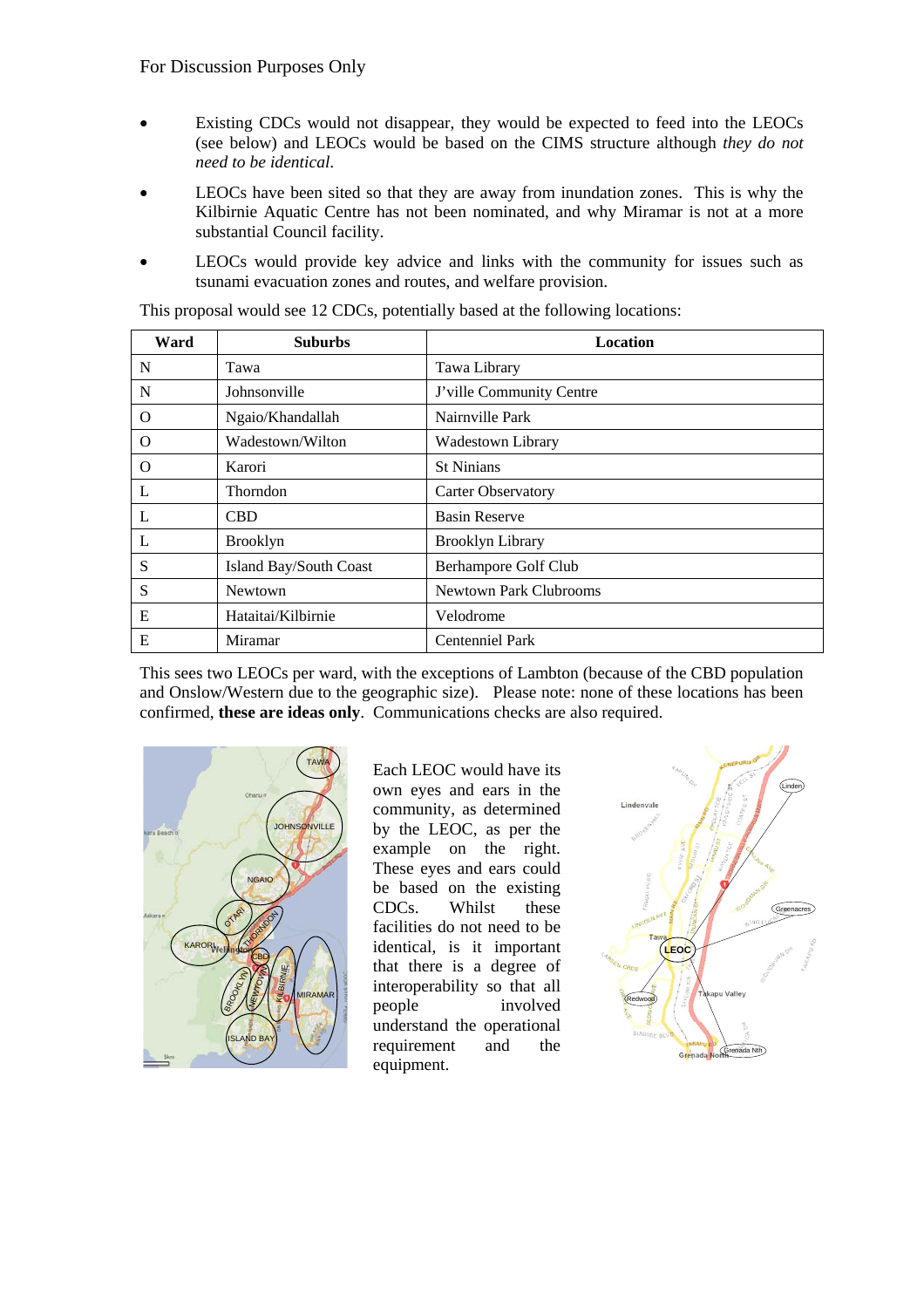- Existing CDCs would not disappear, they would be expected to feed into the LEOCs (see below) and LEOCs would be based on the CIMS structure although *they do not need to be identical*.

- LEOCs have been sited so that they are away from inundation zones. This is why the Kilbirnie Aquatic Centre has not been nominated, and why Miramar is not at a more substantial Council facility.

- LEOCs would provide key advice and links with the community for issues such as tsunami evacuation zones and routes, and welfare provision.

This proposal would see 12 CDCs, potentially based at the following locations:

| Ward | Suburbs | Location |
|---|---|---|
| N | Tawa | Tawa Library |
| N | Johnsonville | J'ville Community Centre |
| O | Ngaio/Khandallah | Nairnville Park |
| O | Wadestown/Wilton | Wadestown Library |
| O | Karori | St Ninians |
| L | Thorndon | Carter Observatory |
| L | CBD | Basin Reserve |
| L | Brooklyn | Brooklyn Library |
| S | Island Bay/South Coast | Berhampore Golf Club |
| S | Newtown | Newtown Park Clubrooms |
| E | Hataitai/Kilbirnie | Velodrome |
| E | Miramar | Centenniel Park |

This sees two LEOCs per ward, with the exceptions of Lambton (because of the CBD population and Onslow/Western due to the geographic size). Please note: none of these locations has been confirmed, **these are ideas only**. Communications checks are also required.

Each LEOC would have its own eyes and ears in the community, as determined by the LEOC, as per the example on the right. These eyes and ears could be based on the existing CDCs. Whilst these facilities do not need to be identical, is it important that there is a degree of interoperability so that all people involved understand the operational requirement and the equipment.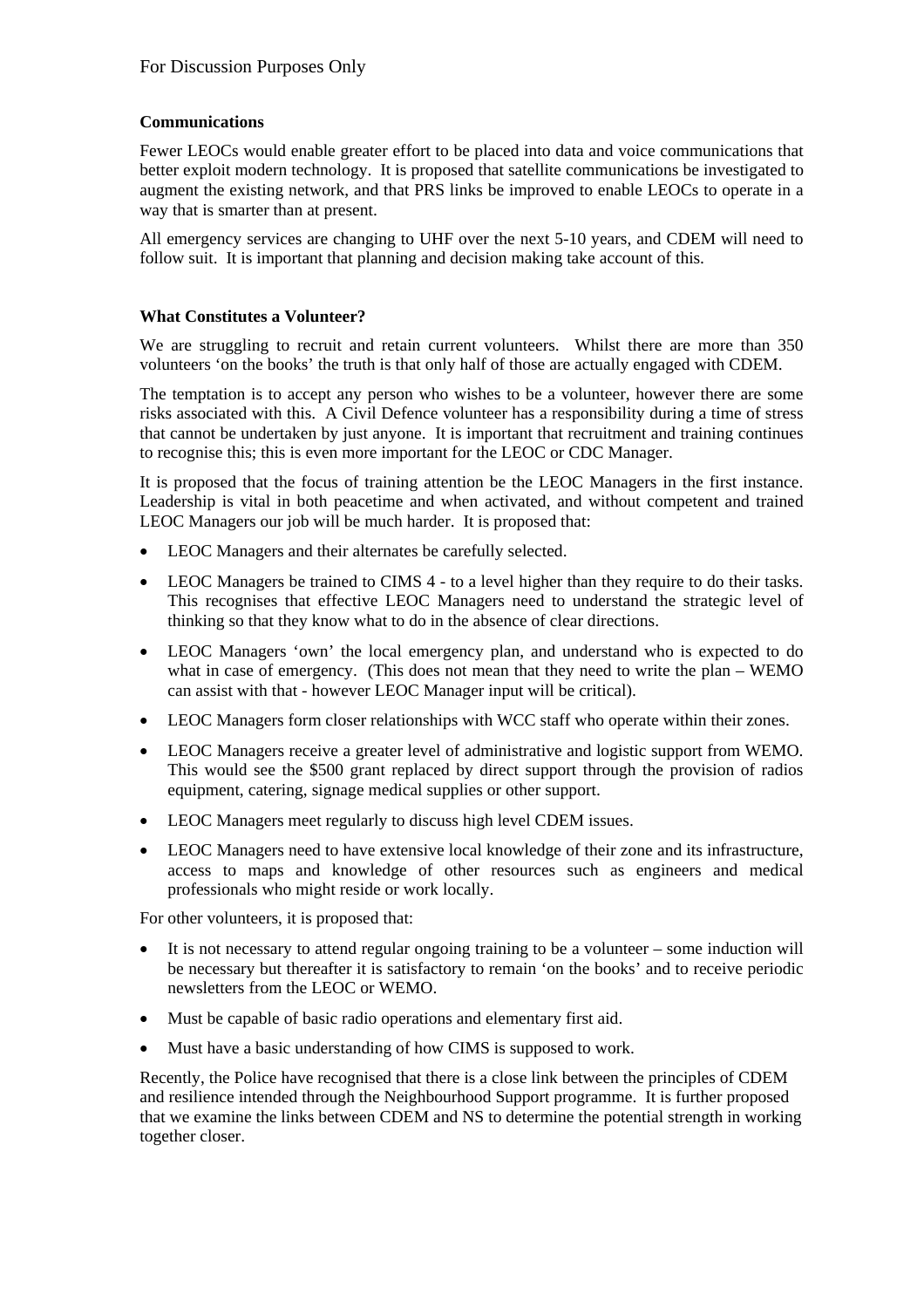**Communications**

Fewer LEOCs would enable greater effort to be placed into data and voice communications that better exploit modern technology. It is proposed that satellite communications be investigated to augment the existing network, and that PRS links be improved to enable LEOCs to operate in a way that is smarter than at present.

All emergency services are changing to UHF over the next 5-10 years, and CDEM will need to follow suit. It is important that planning and decision making take account of this.

**What Constitutes a Volunteer?**

We are struggling to recruit and retain current volunteers. Whilst there are more than 350 volunteers 'on the books' the truth is that only half of those are actually engaged with CDEM.

The temptation is to accept any person who wishes to be a volunteer, however there are some risks associated with this. A Civil Defence volunteer has a responsibility during a time of stress that cannot be undertaken by just anyone. It is important that recruitment and training continues to recognise this; this is even more important for the LEOC or CDC Manager.

It is proposed that the focus of training attention be the LEOC Managers in the first instance. Leadership is vital in both peacetime and when activated, and without competent and trained LEOC Managers our job will be much harder. It is proposed that:

- LEOC Managers and their alternates be carefully selected.
- LEOC Managers be trained to CIMS 4 - to a level higher than they require to do their tasks. This recognises that effective LEOC Managers need to understand the strategic level of thinking so that they know what to do in the absence of clear directions.
- LEOC Managers 'own' the local emergency plan, and understand who is expected to do what in case of emergency. (This does not mean that they need to write the plan – WEMO can assist with that - however LEOC Manager input will be critical).
- LEOC Managers form closer relationships with WCC staff who operate within their zones.
- LEOC Managers receive a greater level of administrative and logistic support from WEMO. This would see the $500 grant replaced by direct support through the provision of radios equipment, catering, signage medical supplies or other support.
- LEOC Managers meet regularly to discuss high level CDEM issues.
- LEOC Managers need to have extensive local knowledge of their zone and its infrastructure, access to maps and knowledge of other resources such as engineers and medical professionals who might reside or work locally.

For other volunteers, it is proposed that:

- It is not necessary to attend regular ongoing training to be a volunteer – some induction will be necessary but thereafter it is satisfactory to remain 'on the books' and to receive periodic newsletters from the LEOC or WEMO.
- Must be capable of basic radio operations and elementary first aid.
- Must have a basic understanding of how CIMS is supposed to work.

Recently, the Police have recognised that there is a close link between the principles of CDEM and resilience intended through the Neighbourhood Support programme. It is further proposed that we examine the links between CDEM and NS to determine the potential strength in working together closer.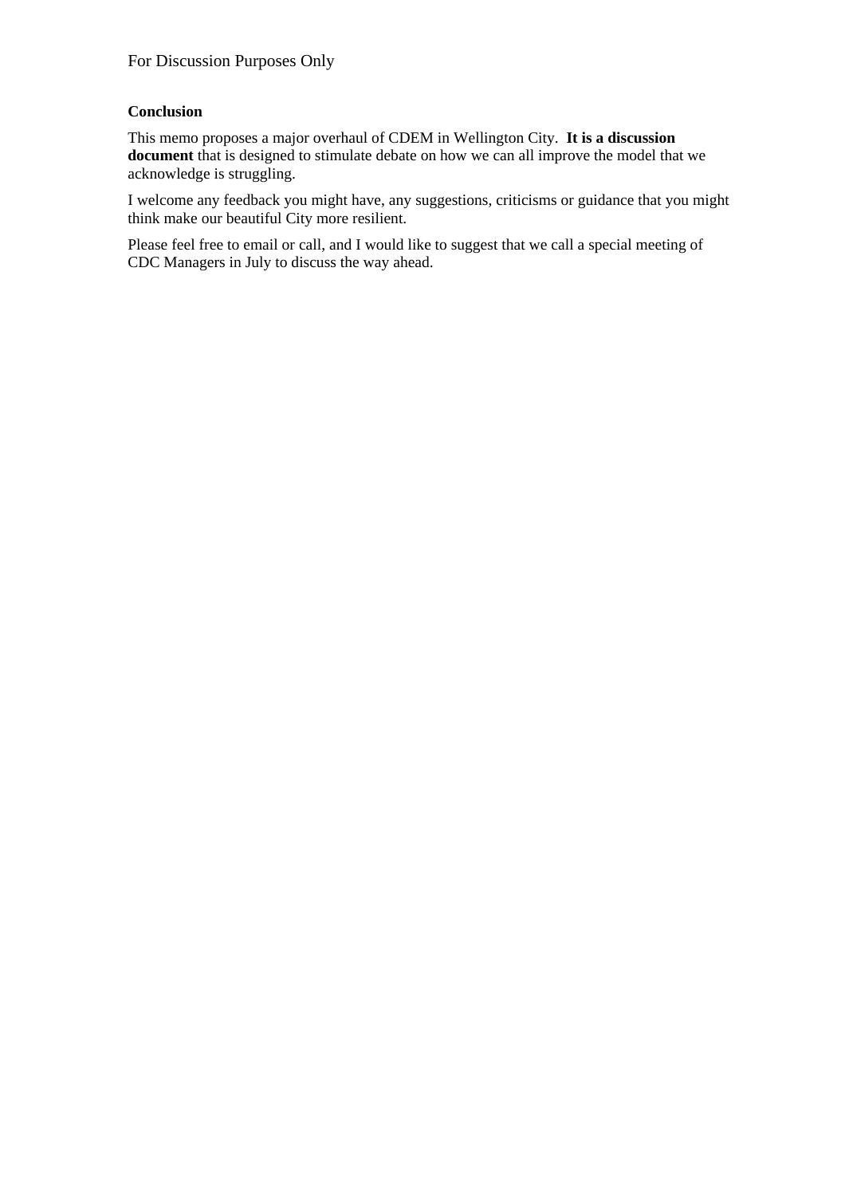**Conclusion**

This memo proposes a major overhaul of CDEM in Wellington City. **It is a discussion document** that is designed to stimulate debate on how we can all improve the model that we acknowledge is struggling.

I welcome any feedback you might have, any suggestions, criticisms or guidance that you might think make our beautiful City more resilient.

Please feel free to email or call, and I would like to suggest that we call a special meeting of CDC Managers in July to discuss the way ahead.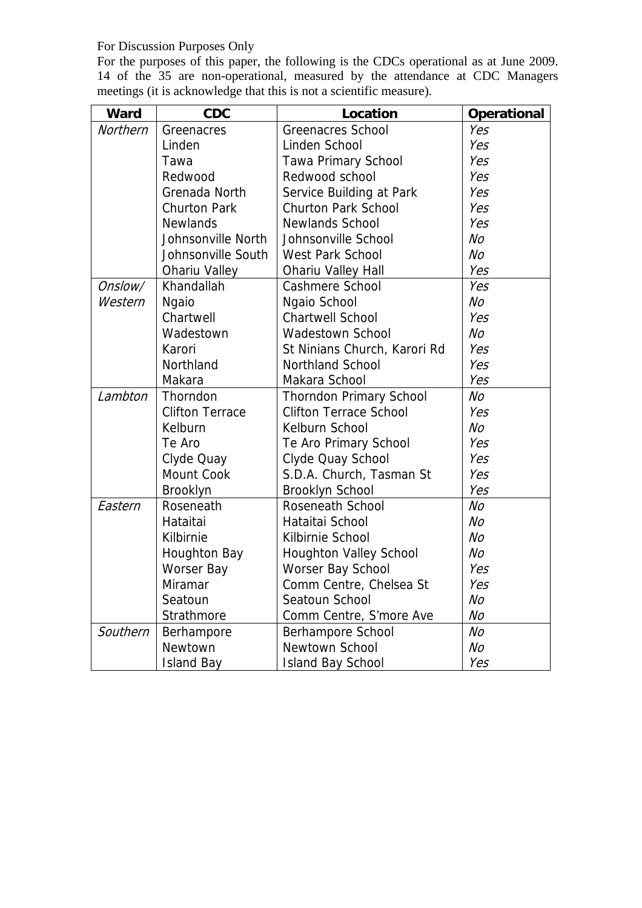For Discussion Purposes Only

For the purposes of this paper, the following is the CDCs operational as at June 2009. 14 of the 35 are non-operational, measured by the attendance at CDC Managers meetings (it is acknowledge that this is not a scientific measure).

| Ward | CDC | Location | Operational |
|---|---|---|---|
| *Northern* | Greenacres | Greenacres School | *Yes* |
| | Linden | Linden School | *Yes* |
| | Tawa | Tawa Primary School | *Yes* |
| | Redwood | Redwood school | *Yes* |
| | Grenada North | Service Building at Park | *Yes* |
| | Churton Park | Churton Park School | *Yes* |
| | Newlands | Newlands School | *Yes* |
| | Johnsonville North | Johnsonville School | *No* |
| | Johnsonville South | West Park School | *No* |
| | Ohariu Valley | Ohariu Valley Hall | *Yes* |
| *Onslow/ Western* | Khandallah | Cashmere School | *Yes* |
| | Ngaio | Ngaio School | *No* |
| | Chartwell | Chartwell School | *Yes* |
| | Wadestown | Wadestown School | *No* |
| | Karori | St Ninians Church, Karori Rd | *Yes* |
| | Northland | Northland School | *Yes* |
| | Makara | Makara School | *Yes* |
| *Lambton* | Thorndon | Thorndon Primary School | *No* |
| | Clifton Terrace | Clifton Terrace School | *Yes* |
| | Kelburn | Kelburn School | *No* |
| | Te Aro | Te Aro Primary School | *Yes* |
| | Clyde Quay | Clyde Quay School | *Yes* |
| | Mount Cook | S.D.A. Church, Tasman St | *Yes* |
| | Brooklyn | Brooklyn School | *Yes* |
| *Eastern* | Roseneath | Roseneath School | *No* |
| | Hataitai | Hataitai School | *No* |
| | Kilbirnie | Kilbirnie School | *No* |
| | Houghton Bay | Houghton Valley School | *No* |
| | Worser Bay | Worser Bay School | *Yes* |
| | Miramar | Comm Centre, Chelsea St | *Yes* |
| | Seatoun | Seatoun School | *No* |
| | Strathmore | Comm Centre, S'more Ave | *No* |
| *Southern* | Berhampore | Berhampore School | *No* |
| | Newtown | Newtown School | *No* |
| | Island Bay | Island Bay School | *Yes* |